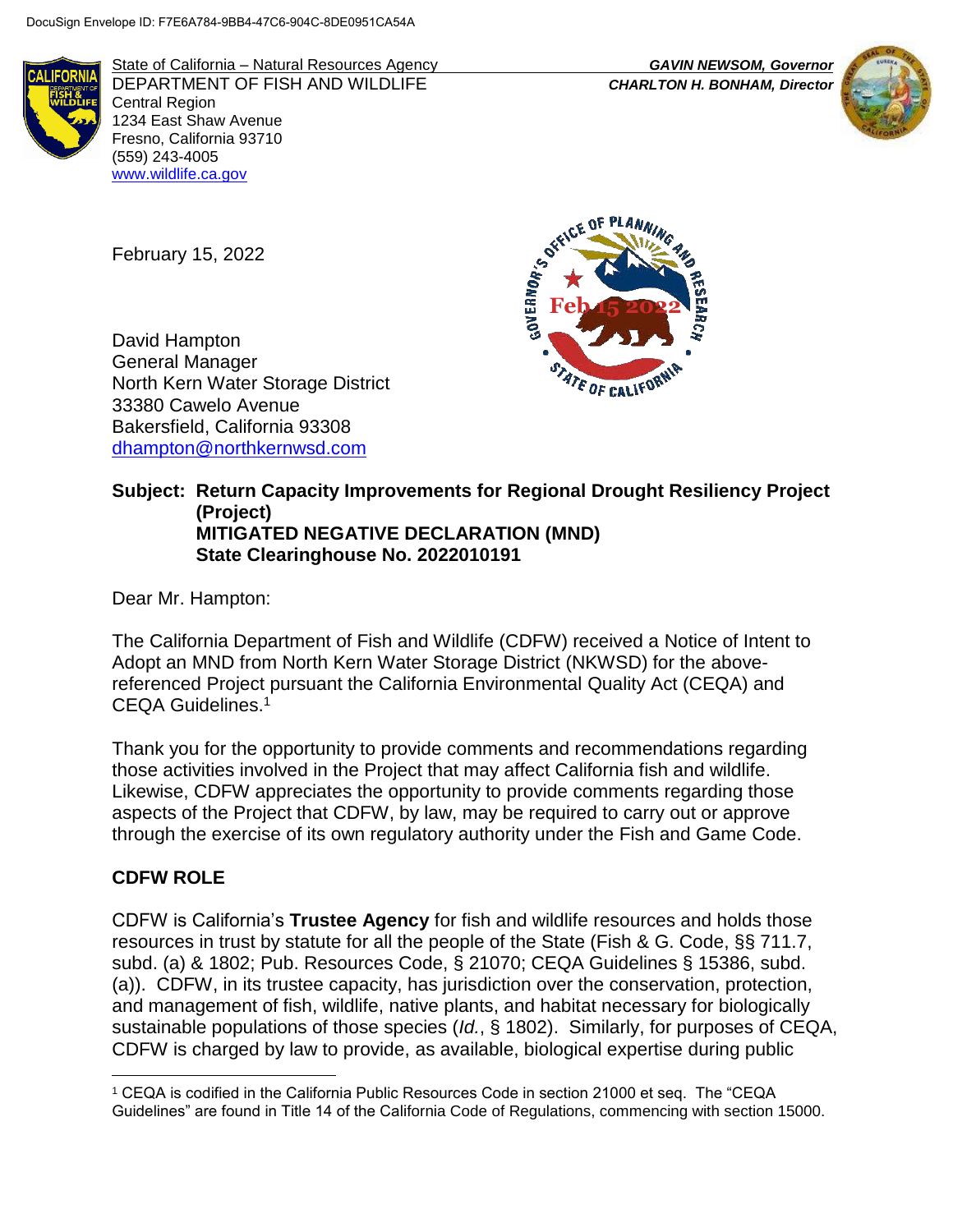DocuSign Envelope ID: F7E6A784-9BB4-47C6-904C-8DE0951CA54A

State of California – Natural Resources Agency
DEPARTMENT OF FISH AND WILDLIFE
Central Region
1234 East Shaw Avenue
Fresno, California 93710
(559) 243-4005
www.wildlife.ca.gov

*GAVIN NEWSOM, Governor*
*CHARLTON H. BONHAM, Director*

February 15, 2022

David Hampton
General Manager
North Kern Water Storage District
33380 Cawelo Avenue
Bakersfield, California 93308
dhampton@northkernwsd.com

**Subject: Return Capacity Improvements for Regional Drought Resiliency Project (Project)**
**MITIGATED NEGATIVE DECLARATION (MND)**
**State Clearinghouse No. 2022010191**

Dear Mr. Hampton:

The California Department of Fish and Wildlife (CDFW) received a Notice of Intent to Adopt an MND from North Kern Water Storage District (NKWSD) for the above-referenced Project pursuant the California Environmental Quality Act (CEQA) and CEQA Guidelines.[1]

Thank you for the opportunity to provide comments and recommendations regarding those activities involved in the Project that may affect California fish and wildlife. Likewise, CDFW appreciates the opportunity to provide comments regarding those aspects of the Project that CDFW, by law, may be required to carry out or approve through the exercise of its own regulatory authority under the Fish and Game Code.

## CDFW ROLE

CDFW is California's **Trustee Agency** for fish and wildlife resources and holds those resources in trust by statute for all the people of the State (Fish & G. Code, §§ 711.7, subd. (a) & 1802; Pub. Resources Code, § 21070; CEQA Guidelines § 15386, subd. (a)). CDFW, in its trustee capacity, has jurisdiction over the conservation, protection, and management of fish, wildlife, native plants, and habitat necessary for biologically sustainable populations of those species (*Id.*, § 1802). Similarly, for purposes of CEQA, CDFW is charged by law to provide, as available, biological expertise during public

[1] CEQA is codified in the California Public Resources Code in section 21000 et seq. The "CEQA Guidelines" are found in Title 14 of the California Code of Regulations, commencing with section 15000.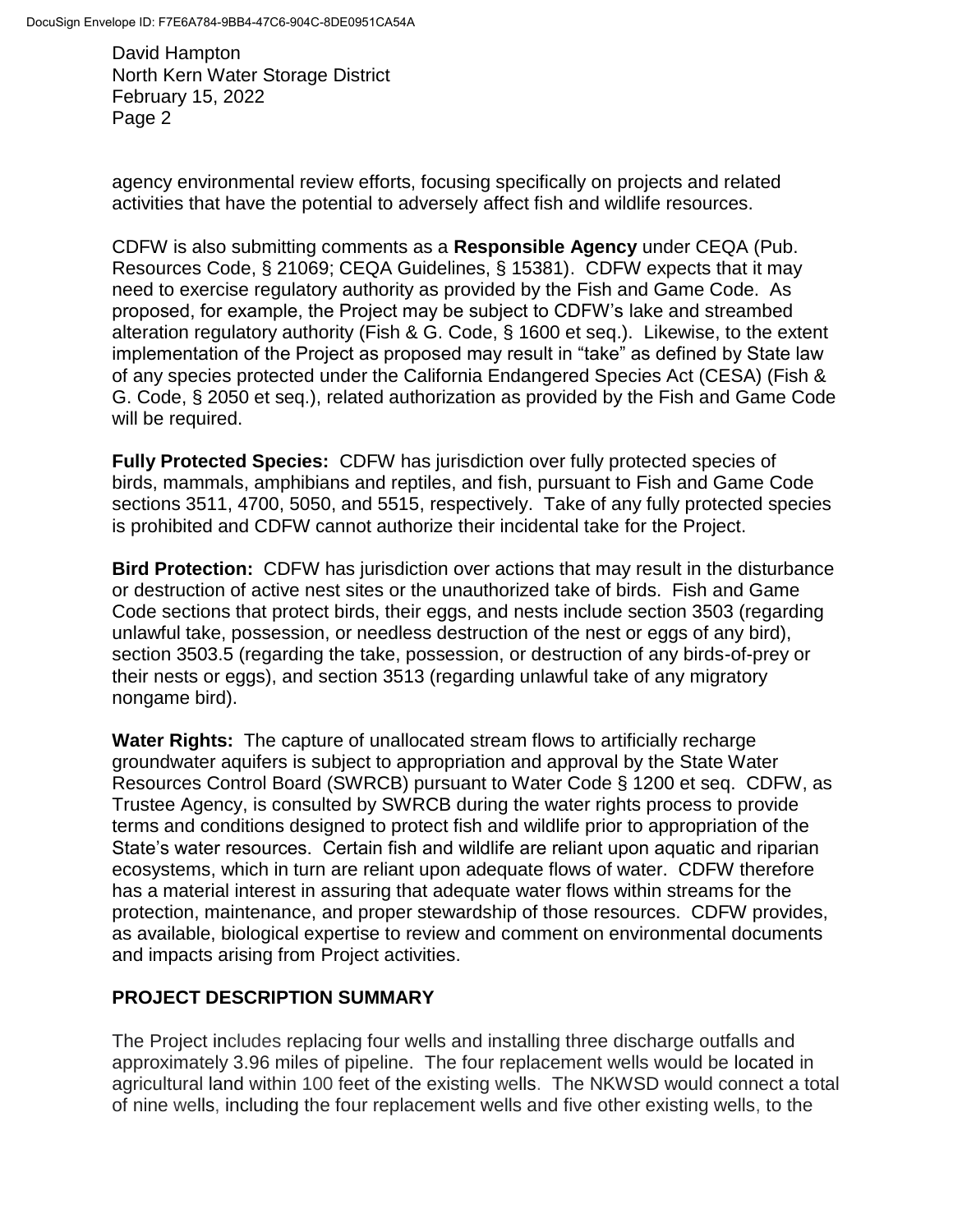agency environmental review efforts, focusing specifically on projects and related activities that have the potential to adversely affect fish and wildlife resources.

CDFW is also submitting comments as a **Responsible Agency** under CEQA (Pub. Resources Code, § 21069; CEQA Guidelines, § 15381). CDFW expects that it may need to exercise regulatory authority as provided by the Fish and Game Code. As proposed, for example, the Project may be subject to CDFW's lake and streambed alteration regulatory authority (Fish & G. Code, § 1600 et seq.). Likewise, to the extent implementation of the Project as proposed may result in "take" as defined by State law of any species protected under the California Endangered Species Act (CESA) (Fish & G. Code, § 2050 et seq.), related authorization as provided by the Fish and Game Code will be required.

**Fully Protected Species:** CDFW has jurisdiction over fully protected species of birds, mammals, amphibians and reptiles, and fish, pursuant to Fish and Game Code sections 3511, 4700, 5050, and 5515, respectively. Take of any fully protected species is prohibited and CDFW cannot authorize their incidental take for the Project.

**Bird Protection:** CDFW has jurisdiction over actions that may result in the disturbance or destruction of active nest sites or the unauthorized take of birds. Fish and Game Code sections that protect birds, their eggs, and nests include section 3503 (regarding unlawful take, possession, or needless destruction of the nest or eggs of any bird), section 3503.5 (regarding the take, possession, or destruction of any birds-of-prey or their nests or eggs), and section 3513 (regarding unlawful take of any migratory nongame bird).

**Water Rights:** The capture of unallocated stream flows to artificially recharge groundwater aquifers is subject to appropriation and approval by the State Water Resources Control Board (SWRCB) pursuant to Water Code § 1200 et seq. CDFW, as Trustee Agency, is consulted by SWRCB during the water rights process to provide terms and conditions designed to protect fish and wildlife prior to appropriation of the State's water resources. Certain fish and wildlife are reliant upon aquatic and riparian ecosystems, which in turn are reliant upon adequate flows of water. CDFW therefore has a material interest in assuring that adequate water flows within streams for the protection, maintenance, and proper stewardship of those resources. CDFW provides, as available, biological expertise to review and comment on environmental documents and impacts arising from Project activities.

## PROJECT DESCRIPTION SUMMARY

The Project includes replacing four wells and installing three discharge outfalls and approximately 3.96 miles of pipeline. The four replacement wells would be located in agricultural land within 100 feet of the existing wells. The NKWSD would connect a total of nine wells, including the four replacement wells and five other existing wells, to the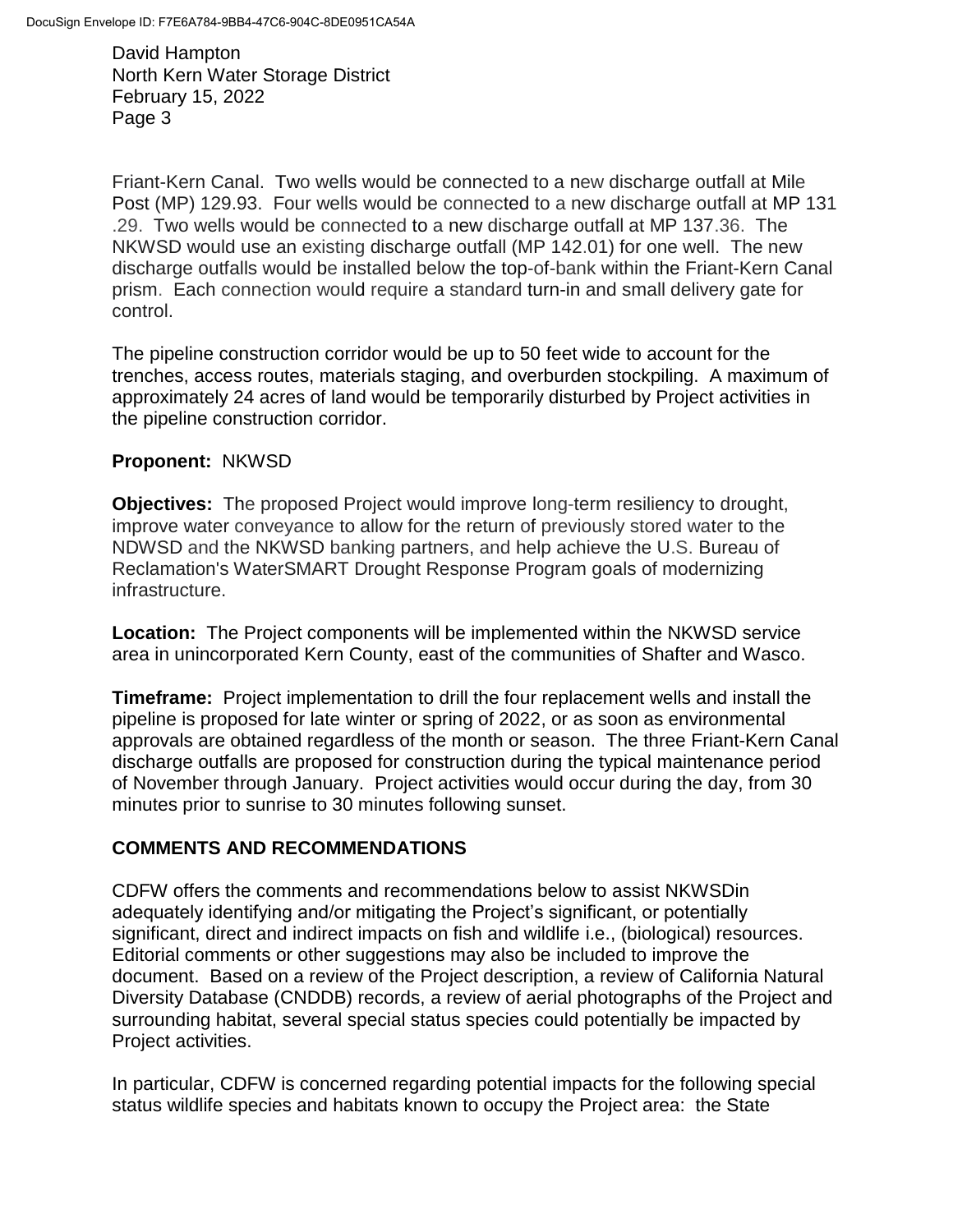Friant-Kern Canal. Two wells would be connected to a new discharge outfall at Mile Post (MP) 129.93. Four wells would be connected to a new discharge outfall at MP 131 .29. Two wells would be connected to a new discharge outfall at MP 137.36. The NKWSD would use an existing discharge outfall (MP 142.01) for one well. The new discharge outfalls would be installed below the top-of-bank within the Friant-Kern Canal prism. Each connection would require a standard turn-in and small delivery gate for control.

The pipeline construction corridor would be up to 50 feet wide to account for the trenches, access routes, materials staging, and overburden stockpiling. A maximum of approximately 24 acres of land would be temporarily disturbed by Project activities in the pipeline construction corridor.

**Proponent:** NKWSD

**Objectives:** The proposed Project would improve long-term resiliency to drought, improve water conveyance to allow for the return of previously stored water to the NDWSD and the NKWSD banking partners, and help achieve the U.S. Bureau of Reclamation's WaterSMART Drought Response Program goals of modernizing infrastructure.

**Location:** The Project components will be implemented within the NKWSD service area in unincorporated Kern County, east of the communities of Shafter and Wasco.

**Timeframe:** Project implementation to drill the four replacement wells and install the pipeline is proposed for late winter or spring of 2022, or as soon as environmental approvals are obtained regardless of the month or season. The three Friant-Kern Canal discharge outfalls are proposed for construction during the typical maintenance period of November through January. Project activities would occur during the day, from 30 minutes prior to sunrise to 30 minutes following sunset.

## COMMENTS AND RECOMMENDATIONS

CDFW offers the comments and recommendations below to assist NKWSDin adequately identifying and/or mitigating the Project's significant, or potentially significant, direct and indirect impacts on fish and wildlife i.e., (biological) resources. Editorial comments or other suggestions may also be included to improve the document. Based on a review of the Project description, a review of California Natural Diversity Database (CNDDB) records, a review of aerial photographs of the Project and surrounding habitat, several special status species could potentially be impacted by Project activities.

In particular, CDFW is concerned regarding potential impacts for the following special status wildlife species and habitats known to occupy the Project area: the State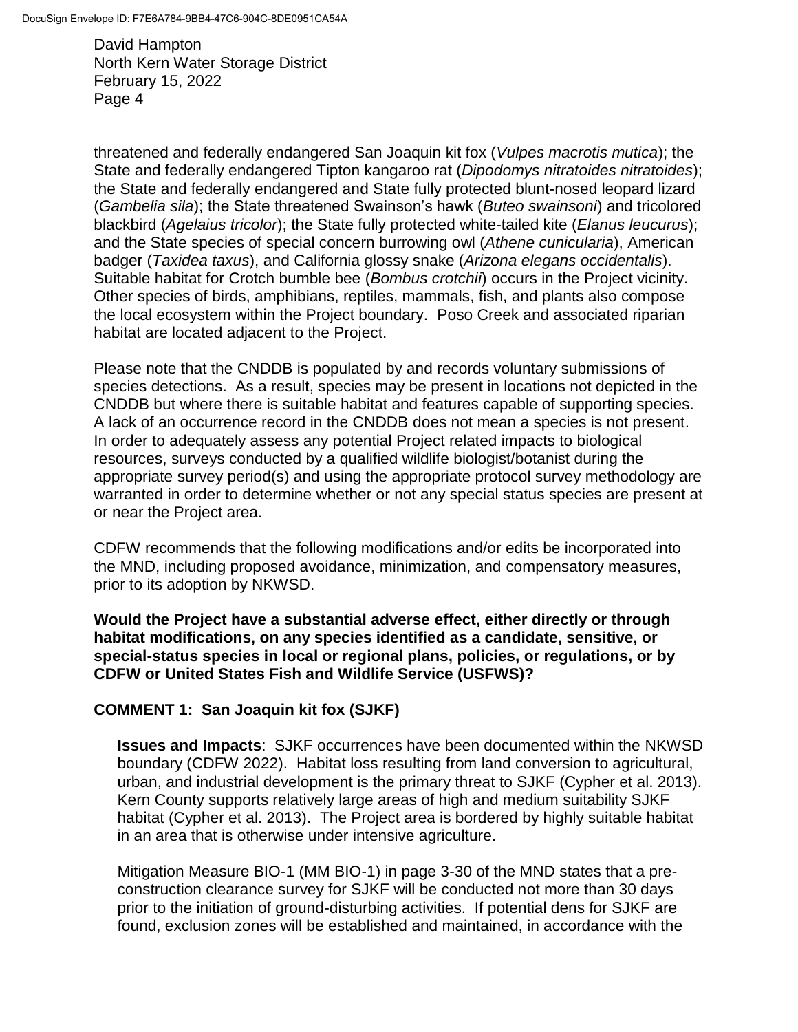threatened and federally endangered San Joaquin kit fox (*Vulpes macrotis mutica*); the State and federally endangered Tipton kangaroo rat (*Dipodomys nitratoides nitratoides*); the State and federally endangered and State fully protected blunt-nosed leopard lizard (*Gambelia sila*); the State threatened Swainson's hawk (*Buteo swainsoni*) and tricolored blackbird (*Agelaius tricolor*); the State fully protected white-tailed kite (*Elanus leucurus*); and the State species of special concern burrowing owl (*Athene cunicularia*), American badger (*Taxidea taxus*), and California glossy snake (*Arizona elegans occidentalis*). Suitable habitat for Crotch bumble bee (*Bombus crotchii*) occurs in the Project vicinity. Other species of birds, amphibians, reptiles, mammals, fish, and plants also compose the local ecosystem within the Project boundary. Poso Creek and associated riparian habitat are located adjacent to the Project.

Please note that the CNDDB is populated by and records voluntary submissions of species detections. As a result, species may be present in locations not depicted in the CNDDB but where there is suitable habitat and features capable of supporting species. A lack of an occurrence record in the CNDDB does not mean a species is not present. In order to adequately assess any potential Project related impacts to biological resources, surveys conducted by a qualified wildlife biologist/botanist during the appropriate survey period(s) and using the appropriate protocol survey methodology are warranted in order to determine whether or not any special status species are present at or near the Project area.

CDFW recommends that the following modifications and/or edits be incorporated into the MND, including proposed avoidance, minimization, and compensatory measures, prior to its adoption by NKWSD.

**Would the Project have a substantial adverse effect, either directly or through habitat modifications, on any species identified as a candidate, sensitive, or special-status species in local or regional plans, policies, or regulations, or by CDFW or United States Fish and Wildlife Service (USFWS)?**

**COMMENT 1: San Joaquin kit fox (SJKF)**

**Issues and Impacts**: SJKF occurrences have been documented within the NKWSD boundary (CDFW 2022). Habitat loss resulting from land conversion to agricultural, urban, and industrial development is the primary threat to SJKF (Cypher et al. 2013). Kern County supports relatively large areas of high and medium suitability SJKF habitat (Cypher et al. 2013). The Project area is bordered by highly suitable habitat in an area that is otherwise under intensive agriculture.

Mitigation Measure BIO-1 (MM BIO-1) in page 3-30 of the MND states that a pre-construction clearance survey for SJKF will be conducted not more than 30 days prior to the initiation of ground-disturbing activities. If potential dens for SJKF are found, exclusion zones will be established and maintained, in accordance with the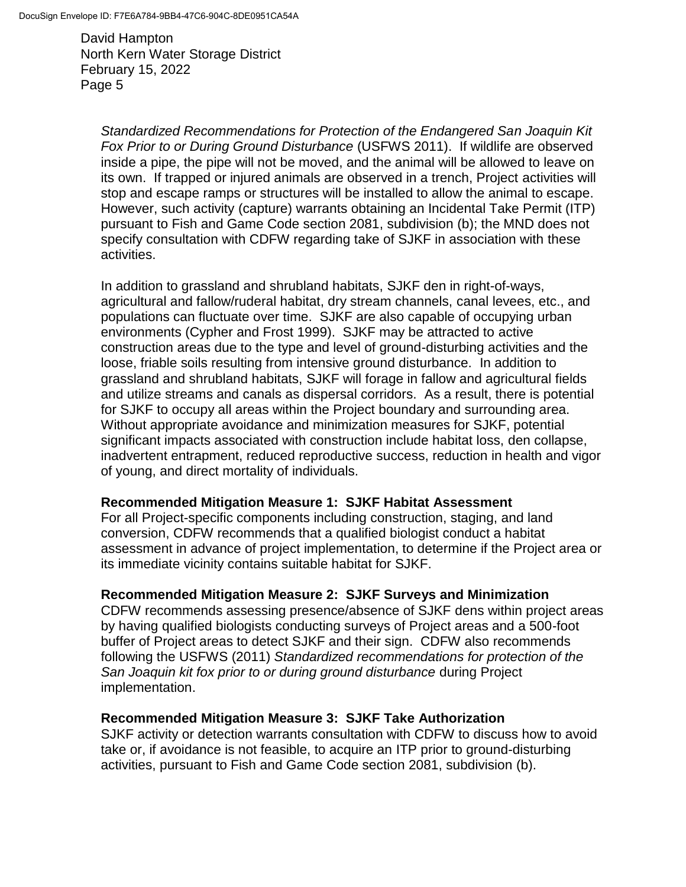*Standardized Recommendations for Protection of the Endangered San Joaquin Kit Fox Prior to or During Ground Disturbance* (USFWS 2011). If wildlife are observed inside a pipe, the pipe will not be moved, and the animal will be allowed to leave on its own. If trapped or injured animals are observed in a trench, Project activities will stop and escape ramps or structures will be installed to allow the animal to escape. However, such activity (capture) warrants obtaining an Incidental Take Permit (ITP) pursuant to Fish and Game Code section 2081, subdivision (b); the MND does not specify consultation with CDFW regarding take of SJKF in association with these activities.

In addition to grassland and shrubland habitats, SJKF den in right-of-ways, agricultural and fallow/ruderal habitat, dry stream channels, canal levees, etc., and populations can fluctuate over time. SJKF are also capable of occupying urban environments (Cypher and Frost 1999). SJKF may be attracted to active construction areas due to the type and level of ground-disturbing activities and the loose, friable soils resulting from intensive ground disturbance. In addition to grassland and shrubland habitats, SJKF will forage in fallow and agricultural fields and utilize streams and canals as dispersal corridors. As a result, there is potential for SJKF to occupy all areas within the Project boundary and surrounding area. Without appropriate avoidance and minimization measures for SJKF, potential significant impacts associated with construction include habitat loss, den collapse, inadvertent entrapment, reduced reproductive success, reduction in health and vigor of young, and direct mortality of individuals.

**Recommended Mitigation Measure 1: SJKF Habitat Assessment**
For all Project-specific components including construction, staging, and land conversion, CDFW recommends that a qualified biologist conduct a habitat assessment in advance of project implementation, to determine if the Project area or its immediate vicinity contains suitable habitat for SJKF.

**Recommended Mitigation Measure 2: SJKF Surveys and Minimization**
CDFW recommends assessing presence/absence of SJKF dens within project areas by having qualified biologists conducting surveys of Project areas and a 500-foot buffer of Project areas to detect SJKF and their sign. CDFW also recommends following the USFWS (2011) *Standardized recommendations for protection of the San Joaquin kit fox prior to or during ground disturbance* during Project implementation.

**Recommended Mitigation Measure 3: SJKF Take Authorization**
SJKF activity or detection warrants consultation with CDFW to discuss how to avoid take or, if avoidance is not feasible, to acquire an ITP prior to ground-disturbing activities, pursuant to Fish and Game Code section 2081, subdivision (b).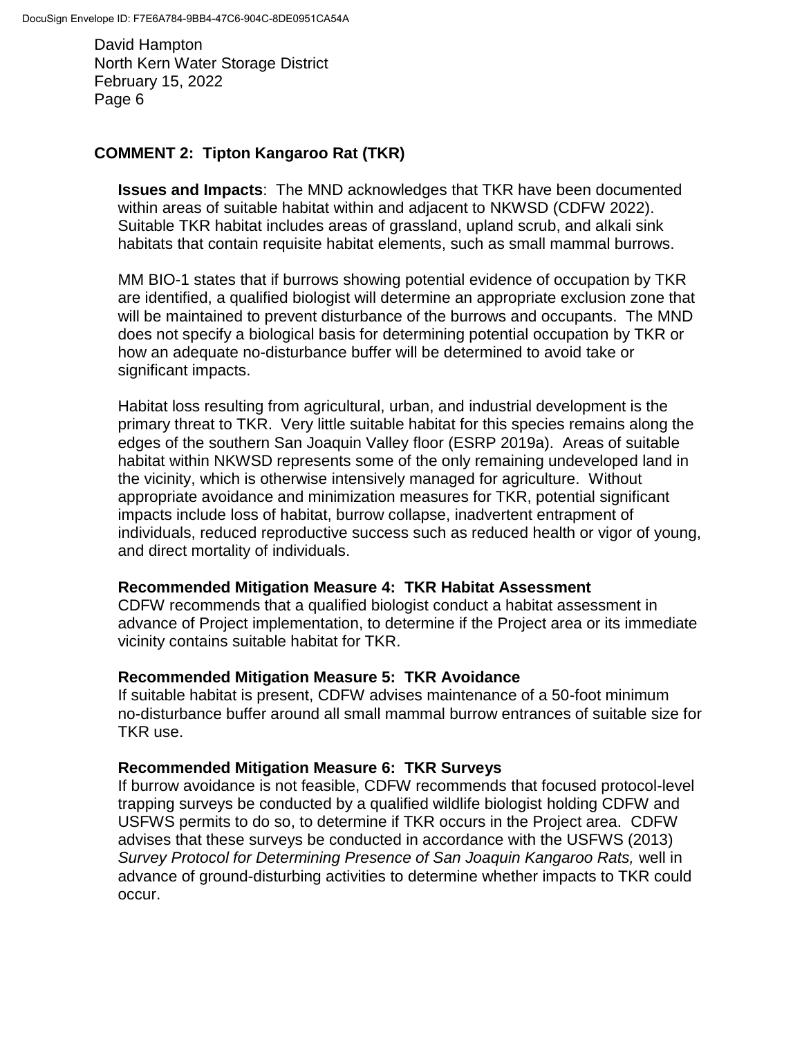## COMMENT 2: Tipton Kangaroo Rat (TKR)

**Issues and Impacts**: The MND acknowledges that TKR have been documented within areas of suitable habitat within and adjacent to NKWSD (CDFW 2022). Suitable TKR habitat includes areas of grassland, upland scrub, and alkali sink habitats that contain requisite habitat elements, such as small mammal burrows.

MM BIO-1 states that if burrows showing potential evidence of occupation by TKR are identified, a qualified biologist will determine an appropriate exclusion zone that will be maintained to prevent disturbance of the burrows and occupants. The MND does not specify a biological basis for determining potential occupation by TKR or how an adequate no-disturbance buffer will be determined to avoid take or significant impacts.

Habitat loss resulting from agricultural, urban, and industrial development is the primary threat to TKR. Very little suitable habitat for this species remains along the edges of the southern San Joaquin Valley floor (ESRP 2019a). Areas of suitable habitat within NKWSD represents some of the only remaining undeveloped land in the vicinity, which is otherwise intensively managed for agriculture. Without appropriate avoidance and minimization measures for TKR, potential significant impacts include loss of habitat, burrow collapse, inadvertent entrapment of individuals, reduced reproductive success such as reduced health or vigor of young, and direct mortality of individuals.

**Recommended Mitigation Measure 4: TKR Habitat Assessment**
CDFW recommends that a qualified biologist conduct a habitat assessment in advance of Project implementation, to determine if the Project area or its immediate vicinity contains suitable habitat for TKR.

**Recommended Mitigation Measure 5: TKR Avoidance**
If suitable habitat is present, CDFW advises maintenance of a 50-foot minimum no-disturbance buffer around all small mammal burrow entrances of suitable size for TKR use.

**Recommended Mitigation Measure 6: TKR Surveys**
If burrow avoidance is not feasible, CDFW recommends that focused protocol-level trapping surveys be conducted by a qualified wildlife biologist holding CDFW and USFWS permits to do so, to determine if TKR occurs in the Project area. CDFW advises that these surveys be conducted in accordance with the USFWS (2013) *Survey Protocol for Determining Presence of San Joaquin Kangaroo Rats,* well in advance of ground-disturbing activities to determine whether impacts to TKR could occur.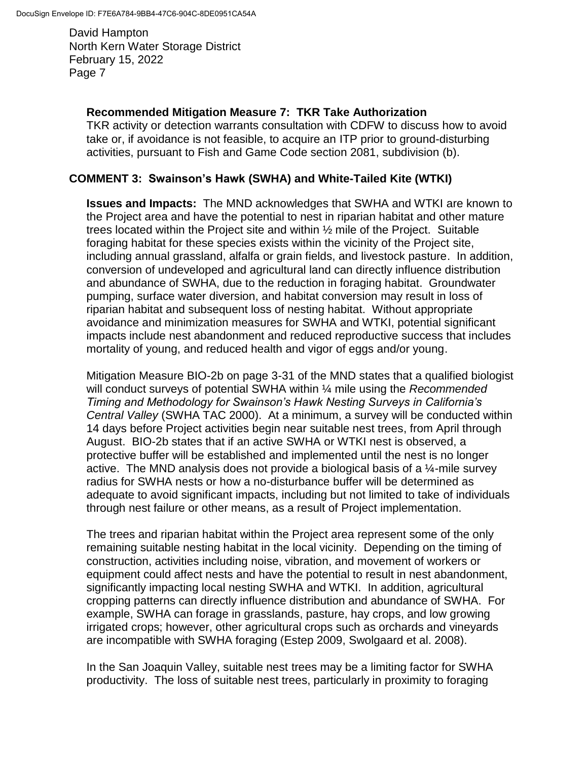**Recommended Mitigation Measure 7: TKR Take Authorization**

TKR activity or detection warrants consultation with CDFW to discuss how to avoid take or, if avoidance is not feasible, to acquire an ITP prior to ground-disturbing activities, pursuant to Fish and Game Code section 2081, subdivision (b).

## COMMENT 3: Swainson's Hawk (SWHA) and White-Tailed Kite (WTKI)

**Issues and Impacts:** The MND acknowledges that SWHA and WTKI are known to the Project area and have the potential to nest in riparian habitat and other mature trees located within the Project site and within ½ mile of the Project. Suitable foraging habitat for these species exists within the vicinity of the Project site, including annual grassland, alfalfa or grain fields, and livestock pasture. In addition, conversion of undeveloped and agricultural land can directly influence distribution and abundance of SWHA, due to the reduction in foraging habitat. Groundwater pumping, surface water diversion, and habitat conversion may result in loss of riparian habitat and subsequent loss of nesting habitat. Without appropriate avoidance and minimization measures for SWHA and WTKI, potential significant impacts include nest abandonment and reduced reproductive success that includes mortality of young, and reduced health and vigor of eggs and/or young.

Mitigation Measure BIO-2b on page 3-31 of the MND states that a qualified biologist will conduct surveys of potential SWHA within ¼ mile using the *Recommended Timing and Methodology for Swainson's Hawk Nesting Surveys in California's Central Valley* (SWHA TAC 2000). At a minimum, a survey will be conducted within 14 days before Project activities begin near suitable nest trees, from April through August. BIO-2b states that if an active SWHA or WTKI nest is observed, a protective buffer will be established and implemented until the nest is no longer active. The MND analysis does not provide a biological basis of a ¼-mile survey radius for SWHA nests or how a no-disturbance buffer will be determined as adequate to avoid significant impacts, including but not limited to take of individuals through nest failure or other means, as a result of Project implementation.

The trees and riparian habitat within the Project area represent some of the only remaining suitable nesting habitat in the local vicinity. Depending on the timing of construction, activities including noise, vibration, and movement of workers or equipment could affect nests and have the potential to result in nest abandonment, significantly impacting local nesting SWHA and WTKI. In addition, agricultural cropping patterns can directly influence distribution and abundance of SWHA. For example, SWHA can forage in grasslands, pasture, hay crops, and low growing irrigated crops; however, other agricultural crops such as orchards and vineyards are incompatible with SWHA foraging (Estep 2009, Swolgaard et al. 2008).

In the San Joaquin Valley, suitable nest trees may be a limiting factor for SWHA productivity. The loss of suitable nest trees, particularly in proximity to foraging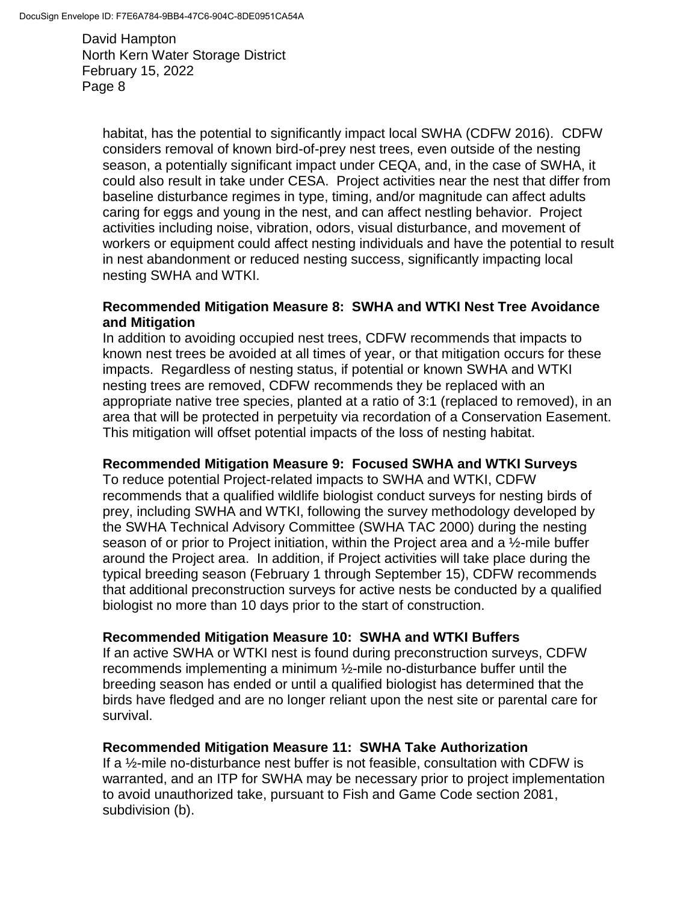habitat, has the potential to significantly impact local SWHA (CDFW 2016). CDFW considers removal of known bird-of-prey nest trees, even outside of the nesting season, a potentially significant impact under CEQA, and, in the case of SWHA, it could also result in take under CESA. Project activities near the nest that differ from baseline disturbance regimes in type, timing, and/or magnitude can affect adults caring for eggs and young in the nest, and can affect nestling behavior. Project activities including noise, vibration, odors, visual disturbance, and movement of workers or equipment could affect nesting individuals and have the potential to result in nest abandonment or reduced nesting success, significantly impacting local nesting SWHA and WTKI.

**Recommended Mitigation Measure 8: SWHA and WTKI Nest Tree Avoidance and Mitigation**

In addition to avoiding occupied nest trees, CDFW recommends that impacts to known nest trees be avoided at all times of year, or that mitigation occurs for these impacts. Regardless of nesting status, if potential or known SWHA and WTKI nesting trees are removed, CDFW recommends they be replaced with an appropriate native tree species, planted at a ratio of 3:1 (replaced to removed), in an area that will be protected in perpetuity via recordation of a Conservation Easement. This mitigation will offset potential impacts of the loss of nesting habitat.

**Recommended Mitigation Measure 9: Focused SWHA and WTKI Surveys**

To reduce potential Project-related impacts to SWHA and WTKI, CDFW recommends that a qualified wildlife biologist conduct surveys for nesting birds of prey, including SWHA and WTKI, following the survey methodology developed by the SWHA Technical Advisory Committee (SWHA TAC 2000) during the nesting season of or prior to Project initiation, within the Project area and a ½-mile buffer around the Project area. In addition, if Project activities will take place during the typical breeding season (February 1 through September 15), CDFW recommends that additional preconstruction surveys for active nests be conducted by a qualified biologist no more than 10 days prior to the start of construction.

**Recommended Mitigation Measure 10: SWHA and WTKI Buffers**

If an active SWHA or WTKI nest is found during preconstruction surveys, CDFW recommends implementing a minimum ½-mile no-disturbance buffer until the breeding season has ended or until a qualified biologist has determined that the birds have fledged and are no longer reliant upon the nest site or parental care for survival.

**Recommended Mitigation Measure 11: SWHA Take Authorization**

If a ½-mile no-disturbance nest buffer is not feasible, consultation with CDFW is warranted, and an ITP for SWHA may be necessary prior to project implementation to avoid unauthorized take, pursuant to Fish and Game Code section 2081, subdivision (b).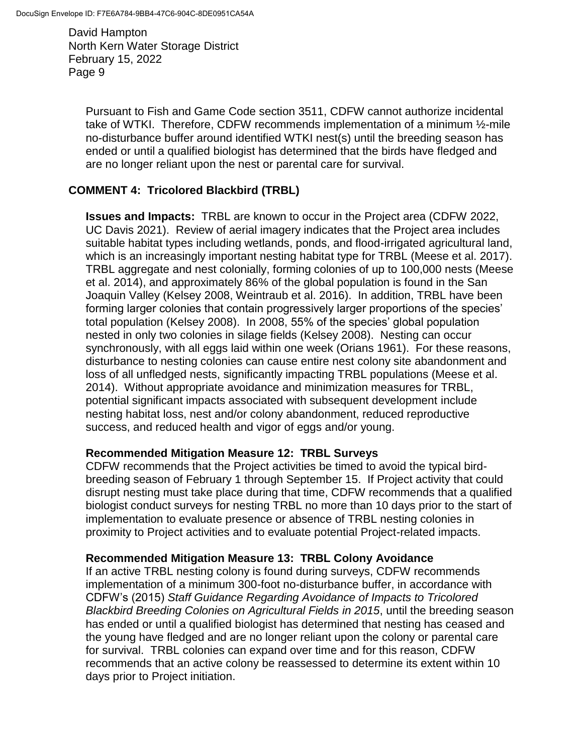Pursuant to Fish and Game Code section 3511, CDFW cannot authorize incidental take of WTKI. Therefore, CDFW recommends implementation of a minimum ½-mile no-disturbance buffer around identified WTKI nest(s) until the breeding season has ended or until a qualified biologist has determined that the birds have fledged and are no longer reliant upon the nest or parental care for survival.

## COMMENT 4: Tricolored Blackbird (TRBL)

**Issues and Impacts:** TRBL are known to occur in the Project area (CDFW 2022, UC Davis 2021). Review of aerial imagery indicates that the Project area includes suitable habitat types including wetlands, ponds, and flood-irrigated agricultural land, which is an increasingly important nesting habitat type for TRBL (Meese et al. 2017). TRBL aggregate and nest colonially, forming colonies of up to 100,000 nests (Meese et al. 2014), and approximately 86% of the global population is found in the San Joaquin Valley (Kelsey 2008, Weintraub et al. 2016). In addition, TRBL have been forming larger colonies that contain progressively larger proportions of the species' total population (Kelsey 2008). In 2008, 55% of the species' global population nested in only two colonies in silage fields (Kelsey 2008). Nesting can occur synchronously, with all eggs laid within one week (Orians 1961). For these reasons, disturbance to nesting colonies can cause entire nest colony site abandonment and loss of all unfledged nests, significantly impacting TRBL populations (Meese et al. 2014). Without appropriate avoidance and minimization measures for TRBL, potential significant impacts associated with subsequent development include nesting habitat loss, nest and/or colony abandonment, reduced reproductive success, and reduced health and vigor of eggs and/or young.

**Recommended Mitigation Measure 12: TRBL Surveys**
CDFW recommends that the Project activities be timed to avoid the typical bird-breeding season of February 1 through September 15. If Project activity that could disrupt nesting must take place during that time, CDFW recommends that a qualified biologist conduct surveys for nesting TRBL no more than 10 days prior to the start of implementation to evaluate presence or absence of TRBL nesting colonies in proximity to Project activities and to evaluate potential Project-related impacts.

**Recommended Mitigation Measure 13: TRBL Colony Avoidance**
If an active TRBL nesting colony is found during surveys, CDFW recommends implementation of a minimum 300-foot no-disturbance buffer, in accordance with CDFW's (2015) *Staff Guidance Regarding Avoidance of Impacts to Tricolored Blackbird Breeding Colonies on Agricultural Fields in 2015*, until the breeding season has ended or until a qualified biologist has determined that nesting has ceased and the young have fledged and are no longer reliant upon the colony or parental care for survival. TRBL colonies can expand over time and for this reason, CDFW recommends that an active colony be reassessed to determine its extent within 10 days prior to Project initiation.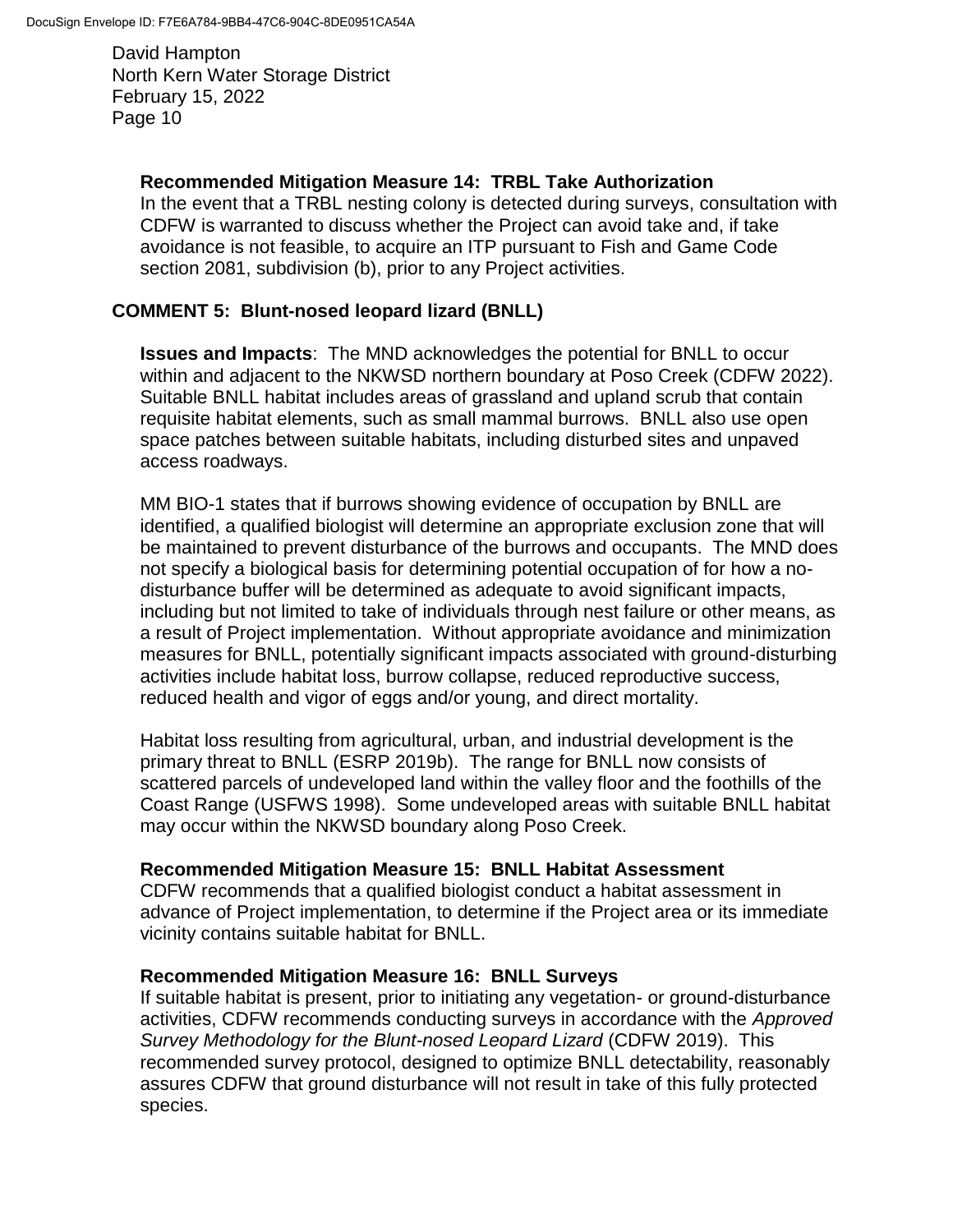**Recommended Mitigation Measure 14: TRBL Take Authorization**
In the event that a TRBL nesting colony is detected during surveys, consultation with CDFW is warranted to discuss whether the Project can avoid take and, if take avoidance is not feasible, to acquire an ITP pursuant to Fish and Game Code section 2081, subdivision (b), prior to any Project activities.

## COMMENT 5: Blunt-nosed leopard lizard (BNLL)

**Issues and Impacts**: The MND acknowledges the potential for BNLL to occur within and adjacent to the NKWSD northern boundary at Poso Creek (CDFW 2022). Suitable BNLL habitat includes areas of grassland and upland scrub that contain requisite habitat elements, such as small mammal burrows. BNLL also use open space patches between suitable habitats, including disturbed sites and unpaved access roadways.

MM BIO-1 states that if burrows showing evidence of occupation by BNLL are identified, a qualified biologist will determine an appropriate exclusion zone that will be maintained to prevent disturbance of the burrows and occupants. The MND does not specify a biological basis for determining potential occupation of for how a no-disturbance buffer will be determined as adequate to avoid significant impacts, including but not limited to take of individuals through nest failure or other means, as a result of Project implementation. Without appropriate avoidance and minimization measures for BNLL, potentially significant impacts associated with ground-disturbing activities include habitat loss, burrow collapse, reduced reproductive success, reduced health and vigor of eggs and/or young, and direct mortality.

Habitat loss resulting from agricultural, urban, and industrial development is the primary threat to BNLL (ESRP 2019b). The range for BNLL now consists of scattered parcels of undeveloped land within the valley floor and the foothills of the Coast Range (USFWS 1998). Some undeveloped areas with suitable BNLL habitat may occur within the NKWSD boundary along Poso Creek.

**Recommended Mitigation Measure 15: BNLL Habitat Assessment**
CDFW recommends that a qualified biologist conduct a habitat assessment in advance of Project implementation, to determine if the Project area or its immediate vicinity contains suitable habitat for BNLL.

**Recommended Mitigation Measure 16: BNLL Surveys**
If suitable habitat is present, prior to initiating any vegetation- or ground-disturbance activities, CDFW recommends conducting surveys in accordance with the *Approved Survey Methodology for the Blunt-nosed Leopard Lizard* (CDFW 2019). This recommended survey protocol, designed to optimize BNLL detectability, reasonably assures CDFW that ground disturbance will not result in take of this fully protected species.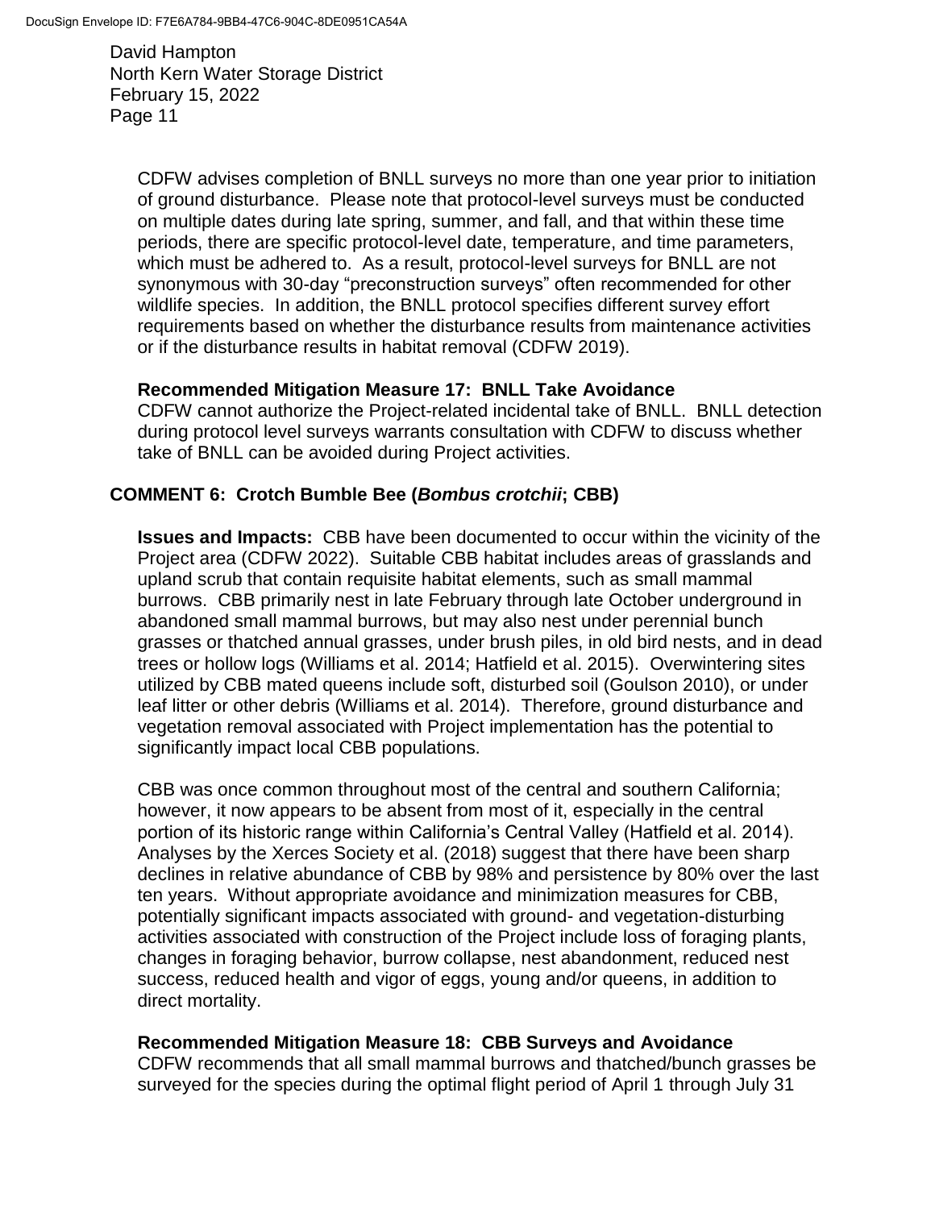CDFW advises completion of BNLL surveys no more than one year prior to initiation of ground disturbance. Please note that protocol-level surveys must be conducted on multiple dates during late spring, summer, and fall, and that within these time periods, there are specific protocol-level date, temperature, and time parameters, which must be adhered to. As a result, protocol-level surveys for BNLL are not synonymous with 30-day "preconstruction surveys" often recommended for other wildlife species. In addition, the BNLL protocol specifies different survey effort requirements based on whether the disturbance results from maintenance activities or if the disturbance results in habitat removal (CDFW 2019).

**Recommended Mitigation Measure 17: BNLL Take Avoidance**
CDFW cannot authorize the Project-related incidental take of BNLL. BNLL detection during protocol level surveys warrants consultation with CDFW to discuss whether take of BNLL can be avoided during Project activities.

## COMMENT 6: Crotch Bumble Bee (*Bombus crotchii*; CBB)

**Issues and Impacts:** CBB have been documented to occur within the vicinity of the Project area (CDFW 2022). Suitable CBB habitat includes areas of grasslands and upland scrub that contain requisite habitat elements, such as small mammal burrows. CBB primarily nest in late February through late October underground in abandoned small mammal burrows, but may also nest under perennial bunch grasses or thatched annual grasses, under brush piles, in old bird nests, and in dead trees or hollow logs (Williams et al. 2014; Hatfield et al. 2015). Overwintering sites utilized by CBB mated queens include soft, disturbed soil (Goulson 2010), or under leaf litter or other debris (Williams et al. 2014). Therefore, ground disturbance and vegetation removal associated with Project implementation has the potential to significantly impact local CBB populations.

CBB was once common throughout most of the central and southern California; however, it now appears to be absent from most of it, especially in the central portion of its historic range within California's Central Valley (Hatfield et al. 2014). Analyses by the Xerces Society et al. (2018) suggest that there have been sharp declines in relative abundance of CBB by 98% and persistence by 80% over the last ten years. Without appropriate avoidance and minimization measures for CBB, potentially significant impacts associated with ground- and vegetation-disturbing activities associated with construction of the Project include loss of foraging plants, changes in foraging behavior, burrow collapse, nest abandonment, reduced nest success, reduced health and vigor of eggs, young and/or queens, in addition to direct mortality.

**Recommended Mitigation Measure 18: CBB Surveys and Avoidance**
CDFW recommends that all small mammal burrows and thatched/bunch grasses be surveyed for the species during the optimal flight period of April 1 through July 31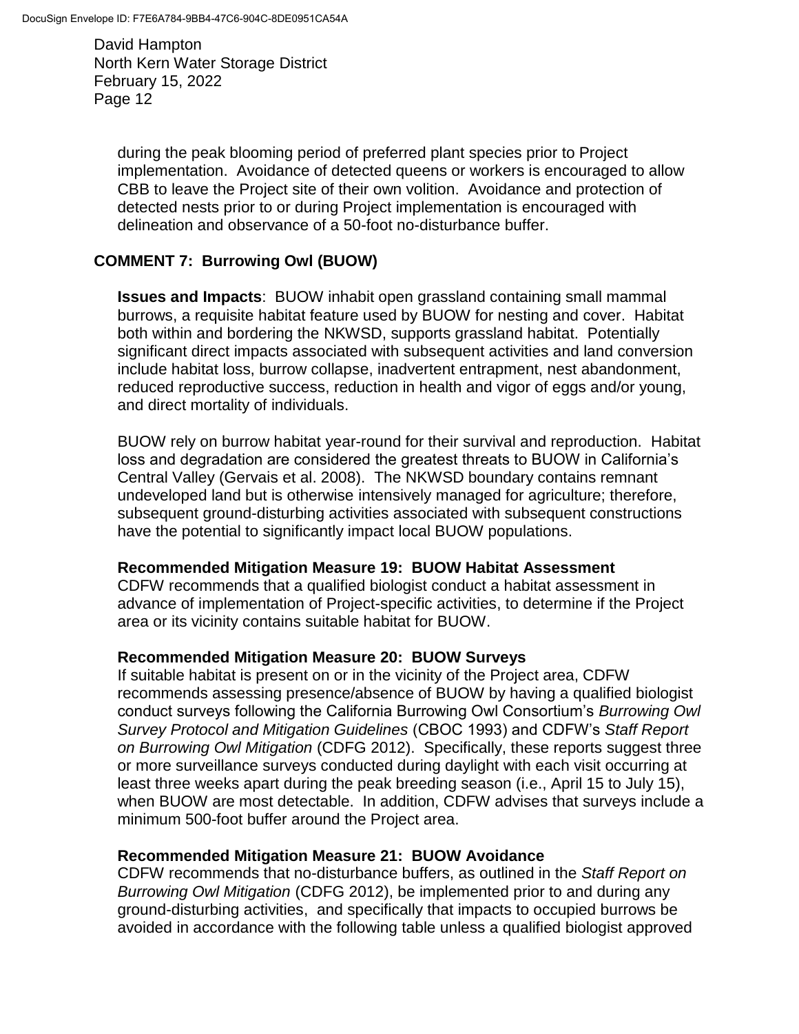during the peak blooming period of preferred plant species prior to Project implementation. Avoidance of detected queens or workers is encouraged to allow CBB to leave the Project site of their own volition. Avoidance and protection of detected nests prior to or during Project implementation is encouraged with delineation and observance of a 50-foot no-disturbance buffer.

## COMMENT 7: Burrowing Owl (BUOW)

**Issues and Impacts**: BUOW inhabit open grassland containing small mammal burrows, a requisite habitat feature used by BUOW for nesting and cover. Habitat both within and bordering the NKWSD, supports grassland habitat. Potentially significant direct impacts associated with subsequent activities and land conversion include habitat loss, burrow collapse, inadvertent entrapment, nest abandonment, reduced reproductive success, reduction in health and vigor of eggs and/or young, and direct mortality of individuals.

BUOW rely on burrow habitat year-round for their survival and reproduction. Habitat loss and degradation are considered the greatest threats to BUOW in California's Central Valley (Gervais et al. 2008). The NKWSD boundary contains remnant undeveloped land but is otherwise intensively managed for agriculture; therefore, subsequent ground-disturbing activities associated with subsequent constructions have the potential to significantly impact local BUOW populations.

**Recommended Mitigation Measure 19: BUOW Habitat Assessment**
CDFW recommends that a qualified biologist conduct a habitat assessment in advance of implementation of Project-specific activities, to determine if the Project area or its vicinity contains suitable habitat for BUOW.

**Recommended Mitigation Measure 20: BUOW Surveys**
If suitable habitat is present on or in the vicinity of the Project area, CDFW recommends assessing presence/absence of BUOW by having a qualified biologist conduct surveys following the California Burrowing Owl Consortium's *Burrowing Owl Survey Protocol and Mitigation Guidelines* (CBOC 1993) and CDFW's *Staff Report on Burrowing Owl Mitigation* (CDFG 2012). Specifically, these reports suggest three or more surveillance surveys conducted during daylight with each visit occurring at least three weeks apart during the peak breeding season (i.e., April 15 to July 15), when BUOW are most detectable. In addition, CDFW advises that surveys include a minimum 500-foot buffer around the Project area.

**Recommended Mitigation Measure 21: BUOW Avoidance**
CDFW recommends that no-disturbance buffers, as outlined in the *Staff Report on Burrowing Owl Mitigation* (CDFG 2012), be implemented prior to and during any ground-disturbing activities, and specifically that impacts to occupied burrows be avoided in accordance with the following table unless a qualified biologist approved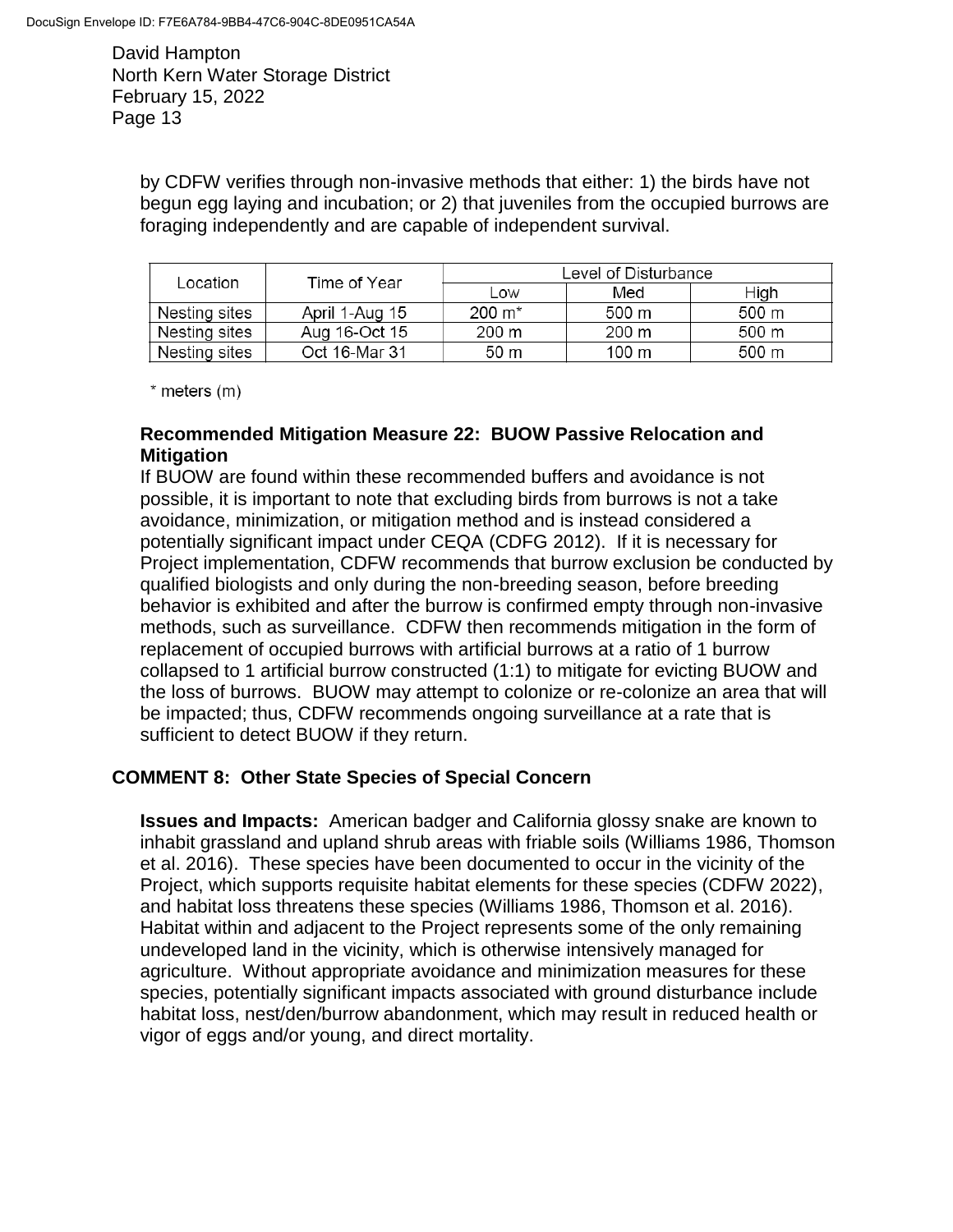by CDFW verifies through non-invasive methods that either: 1) the birds have not begun egg laying and incubation; or 2) that juveniles from the occupied burrows are foraging independently and are capable of independent survival.

| Location | Time of Year | Level of Disturbance | | |
|---|---|---|---|---|
| | | Low | Med | High |
| Nesting sites | April 1-Aug 15 | 200 m* | 500 m | 500 m |
| Nesting sites | Aug 16-Oct 15 | 200 m | 200 m | 500 m |
| Nesting sites | Oct 16-Mar 31 | 50 m | 100 m | 500 m |

\* meters (m)

**Recommended Mitigation Measure 22: BUOW Passive Relocation and Mitigation**

If BUOW are found within these recommended buffers and avoidance is not possible, it is important to note that excluding birds from burrows is not a take avoidance, minimization, or mitigation method and is instead considered a potentially significant impact under CEQA (CDFG 2012). If it is necessary for Project implementation, CDFW recommends that burrow exclusion be conducted by qualified biologists and only during the non-breeding season, before breeding behavior is exhibited and after the burrow is confirmed empty through non-invasive methods, such as surveillance. CDFW then recommends mitigation in the form of replacement of occupied burrows with artificial burrows at a ratio of 1 burrow collapsed to 1 artificial burrow constructed (1:1) to mitigate for evicting BUOW and the loss of burrows. BUOW may attempt to colonize or re-colonize an area that will be impacted; thus, CDFW recommends ongoing surveillance at a rate that is sufficient to detect BUOW if they return.

## COMMENT 8: Other State Species of Special Concern

**Issues and Impacts:** American badger and California glossy snake are known to inhabit grassland and upland shrub areas with friable soils (Williams 1986, Thomson et al. 2016). These species have been documented to occur in the vicinity of the Project, which supports requisite habitat elements for these species (CDFW 2022), and habitat loss threatens these species (Williams 1986, Thomson et al. 2016). Habitat within and adjacent to the Project represents some of the only remaining undeveloped land in the vicinity, which is otherwise intensively managed for agriculture. Without appropriate avoidance and minimization measures for these species, potentially significant impacts associated with ground disturbance include habitat loss, nest/den/burrow abandonment, which may result in reduced health or vigor of eggs and/or young, and direct mortality.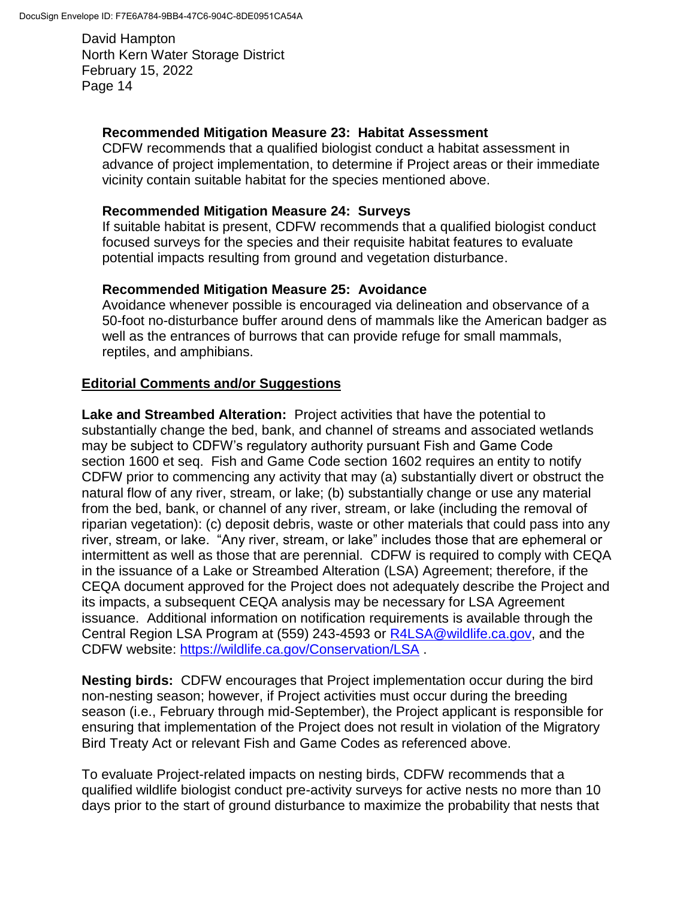**Recommended Mitigation Measure 23: Habitat Assessment**

CDFW recommends that a qualified biologist conduct a habitat assessment in advance of project implementation, to determine if Project areas or their immediate vicinity contain suitable habitat for the species mentioned above.

**Recommended Mitigation Measure 24: Surveys**

If suitable habitat is present, CDFW recommends that a qualified biologist conduct focused surveys for the species and their requisite habitat features to evaluate potential impacts resulting from ground and vegetation disturbance.

**Recommended Mitigation Measure 25: Avoidance**

Avoidance whenever possible is encouraged via delineation and observance of a 50-foot no-disturbance buffer around dens of mammals like the American badger as well as the entrances of burrows that can provide refuge for small mammals, reptiles, and amphibians.

**Editorial Comments and/or Suggestions**

**Lake and Streambed Alteration:** Project activities that have the potential to substantially change the bed, bank, and channel of streams and associated wetlands may be subject to CDFW's regulatory authority pursuant Fish and Game Code section 1600 et seq. Fish and Game Code section 1602 requires an entity to notify CDFW prior to commencing any activity that may (a) substantially divert or obstruct the natural flow of any river, stream, or lake; (b) substantially change or use any material from the bed, bank, or channel of any river, stream, or lake (including the removal of riparian vegetation): (c) deposit debris, waste or other materials that could pass into any river, stream, or lake. "Any river, stream, or lake" includes those that are ephemeral or intermittent as well as those that are perennial. CDFW is required to comply with CEQA in the issuance of a Lake or Streambed Alteration (LSA) Agreement; therefore, if the CEQA document approved for the Project does not adequately describe the Project and its impacts, a subsequent CEQA analysis may be necessary for LSA Agreement issuance. Additional information on notification requirements is available through the Central Region LSA Program at (559) 243-4593 or R4LSA@wildlife.ca.gov, and the CDFW website: https://wildlife.ca.gov/Conservation/LSA .

**Nesting birds:** CDFW encourages that Project implementation occur during the bird non-nesting season; however, if Project activities must occur during the breeding season (i.e., February through mid-September), the Project applicant is responsible for ensuring that implementation of the Project does not result in violation of the Migratory Bird Treaty Act or relevant Fish and Game Codes as referenced above.

To evaluate Project-related impacts on nesting birds, CDFW recommends that a qualified wildlife biologist conduct pre-activity surveys for active nests no more than 10 days prior to the start of ground disturbance to maximize the probability that nests that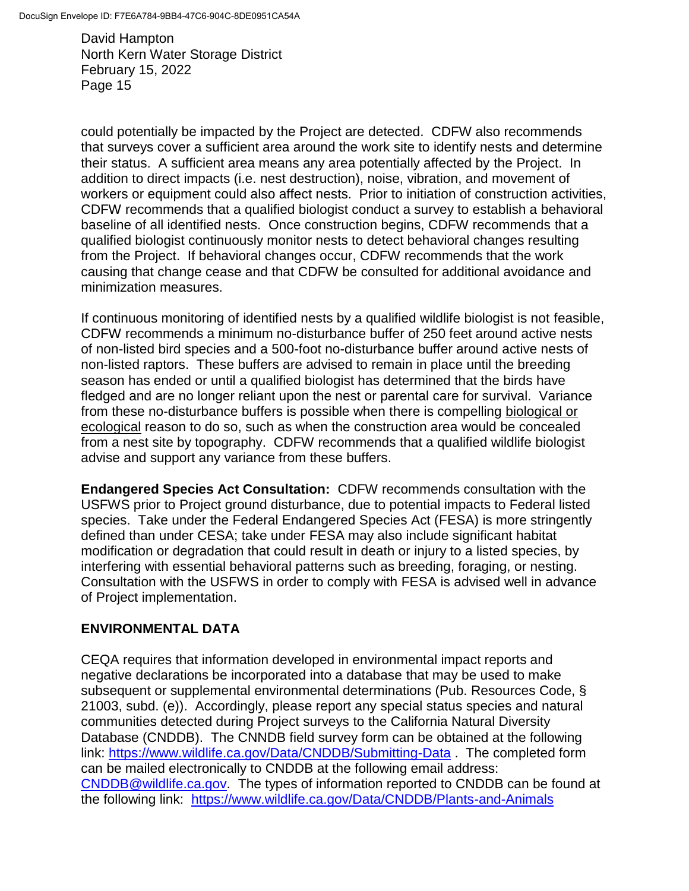could potentially be impacted by the Project are detected. CDFW also recommends that surveys cover a sufficient area around the work site to identify nests and determine their status. A sufficient area means any area potentially affected by the Project. In addition to direct impacts (i.e. nest destruction), noise, vibration, and movement of workers or equipment could also affect nests. Prior to initiation of construction activities, CDFW recommends that a qualified biologist conduct a survey to establish a behavioral baseline of all identified nests. Once construction begins, CDFW recommends that a qualified biologist continuously monitor nests to detect behavioral changes resulting from the Project. If behavioral changes occur, CDFW recommends that the work causing that change cease and that CDFW be consulted for additional avoidance and minimization measures.

If continuous monitoring of identified nests by a qualified wildlife biologist is not feasible, CDFW recommends a minimum no-disturbance buffer of 250 feet around active nests of non-listed bird species and a 500-foot no-disturbance buffer around active nests of non-listed raptors. These buffers are advised to remain in place until the breeding season has ended or until a qualified biologist has determined that the birds have fledged and are no longer reliant upon the nest or parental care for survival. Variance from these no-disturbance buffers is possible when there is compelling biological or ecological reason to do so, such as when the construction area would be concealed from a nest site by topography. CDFW recommends that a qualified wildlife biologist advise and support any variance from these buffers.

**Endangered Species Act Consultation:** CDFW recommends consultation with the USFWS prior to Project ground disturbance, due to potential impacts to Federal listed species. Take under the Federal Endangered Species Act (FESA) is more stringently defined than under CESA; take under FESA may also include significant habitat modification or degradation that could result in death or injury to a listed species, by interfering with essential behavioral patterns such as breeding, foraging, or nesting. Consultation with the USFWS in order to comply with FESA is advised well in advance of Project implementation.

## ENVIRONMENTAL DATA

CEQA requires that information developed in environmental impact reports and negative declarations be incorporated into a database that may be used to make subsequent or supplemental environmental determinations (Pub. Resources Code, § 21003, subd. (e)). Accordingly, please report any special status species and natural communities detected during Project surveys to the California Natural Diversity Database (CNDDB). The CNNDB field survey form can be obtained at the following link: https://www.wildlife.ca.gov/Data/CNDDB/Submitting-Data . The completed form can be mailed electronically to CNDDB at the following email address: CNDDB@wildlife.ca.gov. The types of information reported to CNDDB can be found at the following link: https://www.wildlife.ca.gov/Data/CNDDB/Plants-and-Animals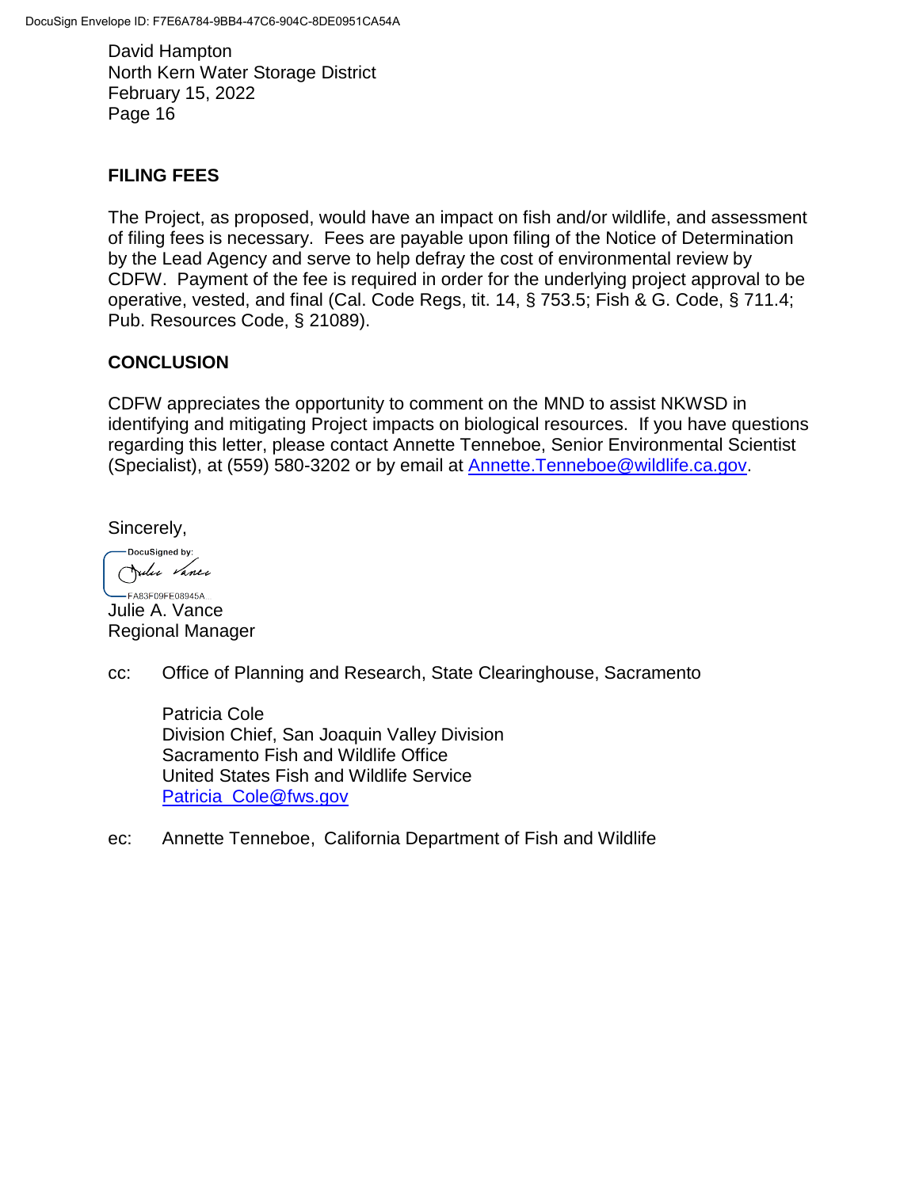## FILING FEES

The Project, as proposed, would have an impact on fish and/or wildlife, and assessment of filing fees is necessary. Fees are payable upon filing of the Notice of Determination by the Lead Agency and serve to help defray the cost of environmental review by CDFW. Payment of the fee is required in order for the underlying project approval to be operative, vested, and final (Cal. Code Regs, tit. 14, § 753.5; Fish & G. Code, § 711.4; Pub. Resources Code, § 21089).

## CONCLUSION

CDFW appreciates the opportunity to comment on the MND to assist NKWSD in identifying and mitigating Project impacts on biological resources. If you have questions regarding this letter, please contact Annette Tenneboe, Senior Environmental Scientist (Specialist), at (559) 580-3202 or by email at Annette.Tenneboe@wildlife.ca.gov.

Sincerely,

DocuSigned by:

FA83F09FE08945A...

Julie A. Vance
Regional Manager

cc: Office of Planning and Research, State Clearinghouse, Sacramento

Patricia Cole
Division Chief, San Joaquin Valley Division
Sacramento Fish and Wildlife Office
United States Fish and Wildlife Service
Patricia_Cole@fws.gov

ec: Annette Tenneboe, California Department of Fish and Wildlife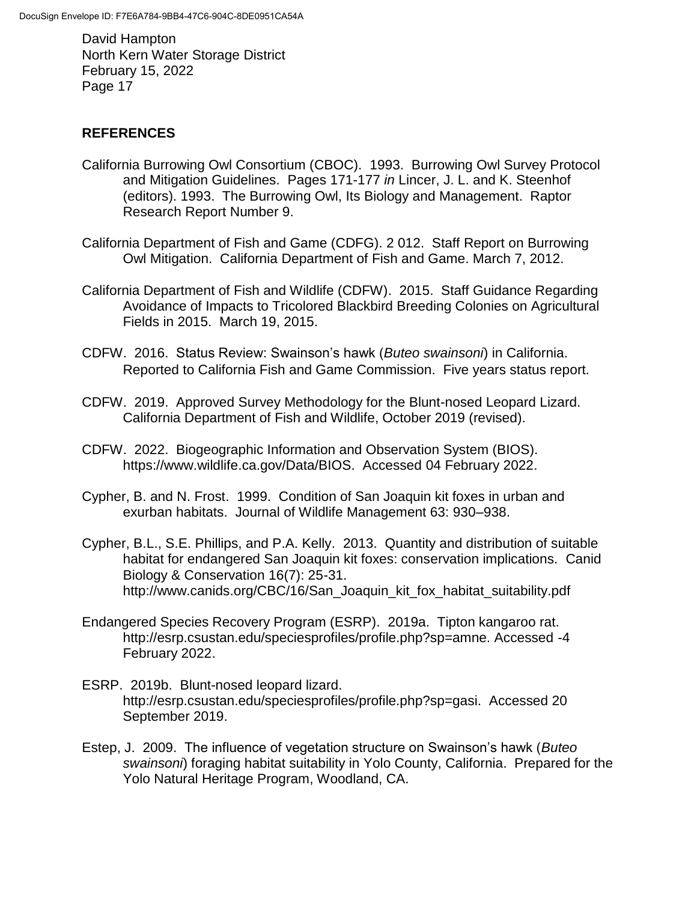## REFERENCES

California Burrowing Owl Consortium (CBOC). 1993. Burrowing Owl Survey Protocol and Mitigation Guidelines. Pages 171-177 *in* Lincer, J. L. and K. Steenhof (editors). 1993. The Burrowing Owl, Its Biology and Management. Raptor Research Report Number 9.

California Department of Fish and Game (CDFG). 2 012. Staff Report on Burrowing Owl Mitigation. California Department of Fish and Game. March 7, 2012.

California Department of Fish and Wildlife (CDFW). 2015. Staff Guidance Regarding Avoidance of Impacts to Tricolored Blackbird Breeding Colonies on Agricultural Fields in 2015. March 19, 2015.

CDFW. 2016. Status Review: Swainson's hawk (*Buteo swainsoni*) in California. Reported to California Fish and Game Commission. Five years status report.

CDFW. 2019. Approved Survey Methodology for the Blunt-nosed Leopard Lizard. California Department of Fish and Wildlife, October 2019 (revised).

CDFW. 2022. Biogeographic Information and Observation System (BIOS). https://www.wildlife.ca.gov/Data/BIOS. Accessed 04 February 2022.

Cypher, B. and N. Frost. 1999. Condition of San Joaquin kit foxes in urban and exurban habitats. Journal of Wildlife Management 63: 930–938.

Cypher, B.L., S.E. Phillips, and P.A. Kelly. 2013. Quantity and distribution of suitable habitat for endangered San Joaquin kit foxes: conservation implications. Canid Biology & Conservation 16(7): 25-31. http://www.canids.org/CBC/16/San_Joaquin_kit_fox_habitat_suitability.pdf

Endangered Species Recovery Program (ESRP). 2019a. Tipton kangaroo rat. http://esrp.csustan.edu/speciesprofiles/profile.php?sp=amne. Accessed -4 February 2022.

ESRP. 2019b. Blunt-nosed leopard lizard. http://esrp.csustan.edu/speciesprofiles/profile.php?sp=gasi. Accessed 20 September 2019.

Estep, J. 2009. The influence of vegetation structure on Swainson's hawk (*Buteo swainsoni*) foraging habitat suitability in Yolo County, California. Prepared for the Yolo Natural Heritage Program, Woodland, CA.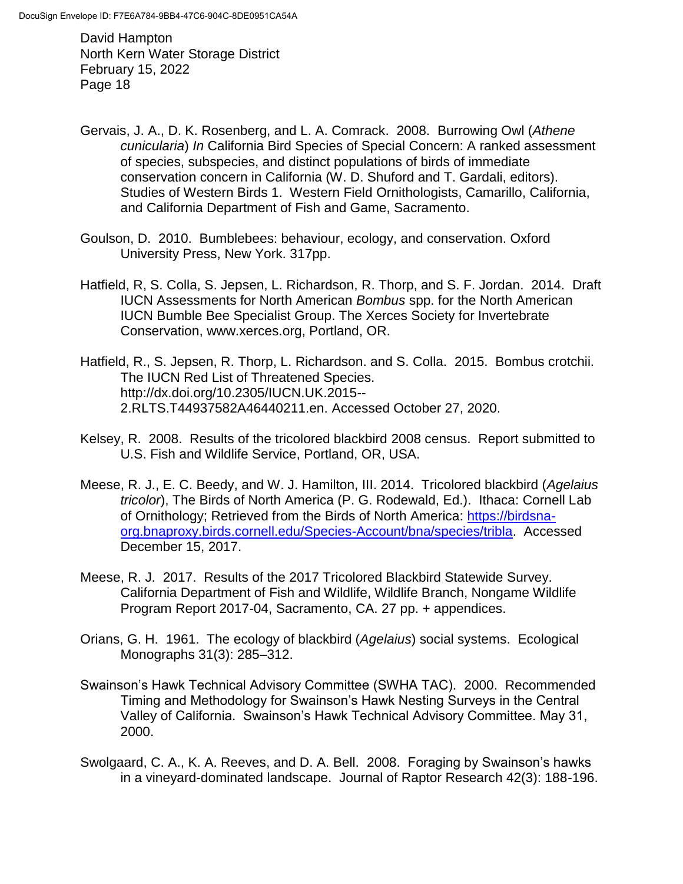Gervais, J. A., D. K. Rosenberg, and L. A. Comrack. 2008. Burrowing Owl (*Athene cunicularia*) *In* California Bird Species of Special Concern: A ranked assessment of species, subspecies, and distinct populations of birds of immediate conservation concern in California (W. D. Shuford and T. Gardali, editors). Studies of Western Birds 1. Western Field Ornithologists, Camarillo, California, and California Department of Fish and Game, Sacramento.

Goulson, D. 2010. Bumblebees: behaviour, ecology, and conservation. Oxford University Press, New York. 317pp.

Hatfield, R, S. Colla, S. Jepsen, L. Richardson, R. Thorp, and S. F. Jordan. 2014. Draft IUCN Assessments for North American *Bombus* spp. for the North American IUCN Bumble Bee Specialist Group. The Xerces Society for Invertebrate Conservation, www.xerces.org, Portland, OR.

Hatfield, R., S. Jepsen, R. Thorp, L. Richardson. and S. Colla. 2015. Bombus crotchii. The IUCN Red List of Threatened Species. http://dx.doi.org/10.2305/IUCN.UK.2015--2.RLTS.T44937582A46440211.en. Accessed October 27, 2020.

Kelsey, R. 2008. Results of the tricolored blackbird 2008 census. Report submitted to U.S. Fish and Wildlife Service, Portland, OR, USA.

Meese, R. J., E. C. Beedy, and W. J. Hamilton, III. 2014. Tricolored blackbird (*Agelaius tricolor*), The Birds of North America (P. G. Rodewald, Ed.). Ithaca: Cornell Lab of Ornithology; Retrieved from the Birds of North America: [https://birdsna-org.bnaproxy.birds.cornell.edu/Species-Account/bna/species/tribla](https://birdsna-org.bnaproxy.birds.cornell.edu/Species-Account/bna/species/tribla). Accessed December 15, 2017.

Meese, R. J. 2017. Results of the 2017 Tricolored Blackbird Statewide Survey. California Department of Fish and Wildlife, Wildlife Branch, Nongame Wildlife Program Report 2017-04, Sacramento, CA. 27 pp. + appendices.

Orians, G. H. 1961. The ecology of blackbird (*Agelaius*) social systems. Ecological Monographs 31(3): 285–312.

Swainson's Hawk Technical Advisory Committee (SWHA TAC). 2000. Recommended Timing and Methodology for Swainson's Hawk Nesting Surveys in the Central Valley of California. Swainson's Hawk Technical Advisory Committee. May 31, 2000.

Swolgaard, C. A., K. A. Reeves, and D. A. Bell. 2008. Foraging by Swainson's hawks in a vineyard-dominated landscape. Journal of Raptor Research 42(3): 188-196.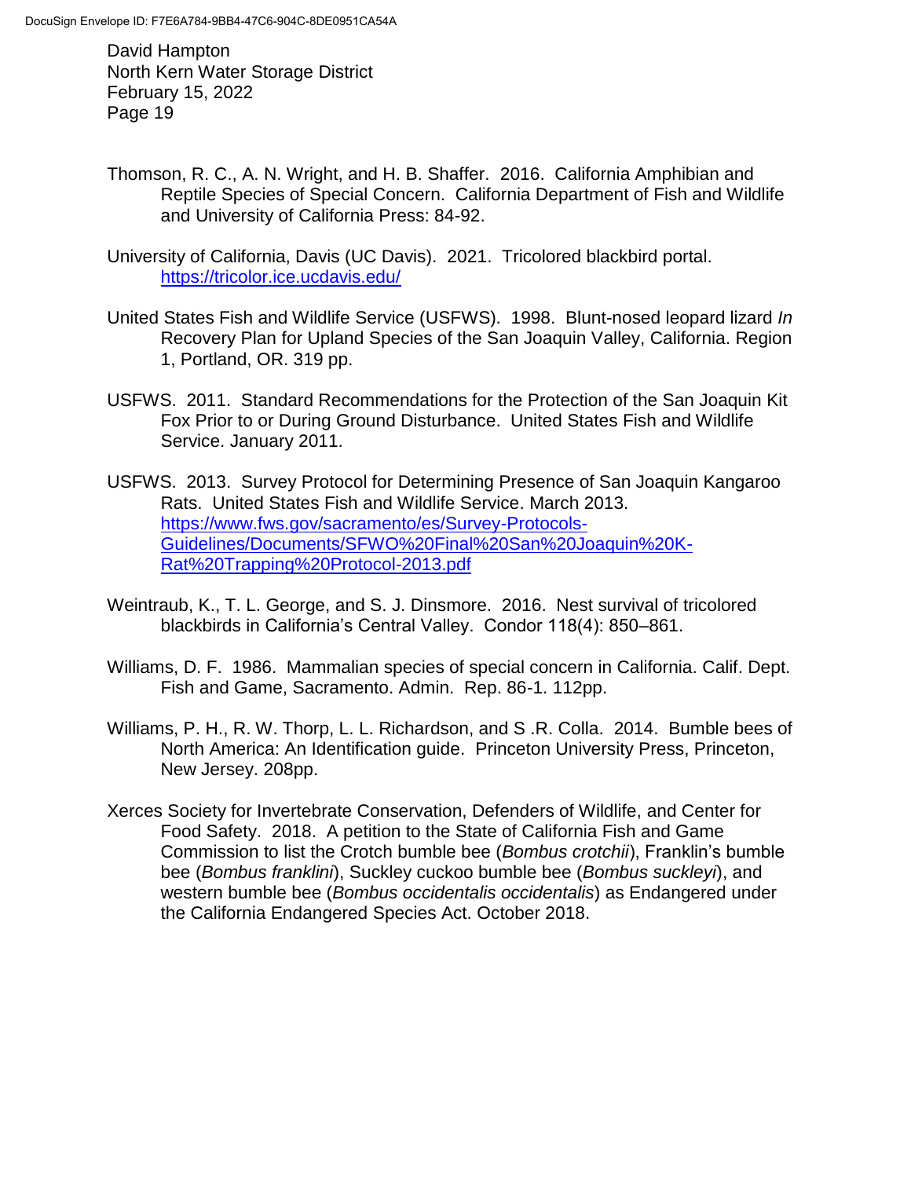Thomson, R. C., A. N. Wright, and H. B. Shaffer. 2016. California Amphibian and Reptile Species of Special Concern. California Department of Fish and Wildlife and University of California Press: 84-92.

University of California, Davis (UC Davis). 2021. Tricolored blackbird portal. https://tricolor.ice.ucdavis.edu/

United States Fish and Wildlife Service (USFWS). 1998. Blunt-nosed leopard lizard *In* Recovery Plan for Upland Species of the San Joaquin Valley, California. Region 1, Portland, OR. 319 pp.

USFWS. 2011. Standard Recommendations for the Protection of the San Joaquin Kit Fox Prior to or During Ground Disturbance. United States Fish and Wildlife Service. January 2011.

USFWS. 2013. Survey Protocol for Determining Presence of San Joaquin Kangaroo Rats. United States Fish and Wildlife Service. March 2013. https://www.fws.gov/sacramento/es/Survey-Protocols-Guidelines/Documents/SFWO%20Final%20San%20Joaquin%20K-Rat%20Trapping%20Protocol-2013.pdf

Weintraub, K., T. L. George, and S. J. Dinsmore. 2016. Nest survival of tricolored blackbirds in California's Central Valley. Condor 118(4): 850–861.

Williams, D. F. 1986. Mammalian species of special concern in California. Calif. Dept. Fish and Game, Sacramento. Admin. Rep. 86-1. 112pp.

Williams, P. H., R. W. Thorp, L. L. Richardson, and S .R. Colla. 2014. Bumble bees of North America: An Identification guide. Princeton University Press, Princeton, New Jersey. 208pp.

Xerces Society for Invertebrate Conservation, Defenders of Wildlife, and Center for Food Safety. 2018. A petition to the State of California Fish and Game Commission to list the Crotch bumble bee (*Bombus crotchii*), Franklin's bumble bee (*Bombus franklini*), Suckley cuckoo bumble bee (*Bombus suckleyi*), and western bumble bee (*Bombus occidentalis occidentalis*) as Endangered under the California Endangered Species Act. October 2018.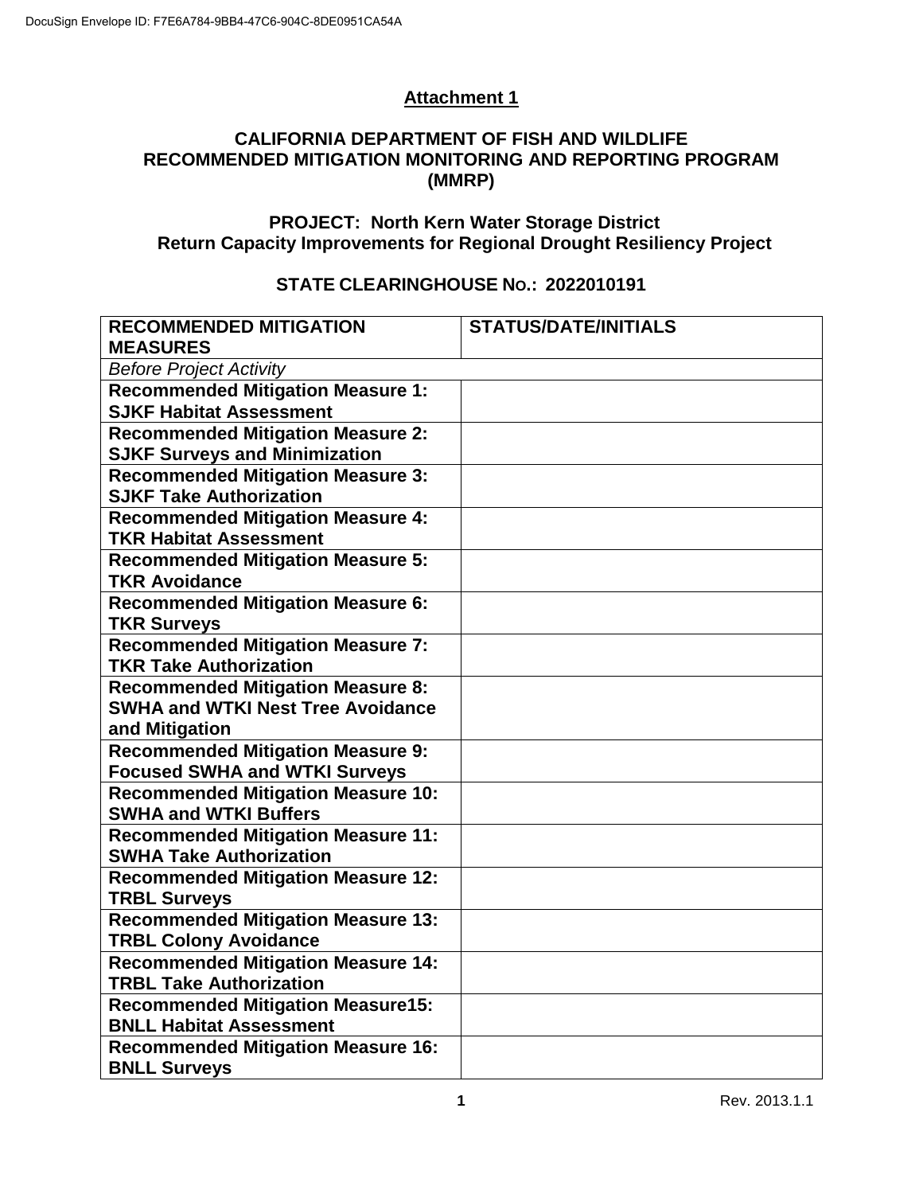## Attachment 1

## CALIFORNIA DEPARTMENT OF FISH AND WILDLIFE RECOMMENDED MITIGATION MONITORING AND REPORTING PROGRAM (MMRP)

### PROJECT: North Kern Water Storage District Return Capacity Improvements for Regional Drought Resiliency Project

### STATE CLEARINGHOUSE NO.: 2022010191

| RECOMMENDED MITIGATION MEASURES | STATUS/DATE/INITIALS |
|---|---|
| *Before Project Activity* | |
| **Recommended Mitigation Measure 1: SJKF Habitat Assessment** | |
| **Recommended Mitigation Measure 2: SJKF Surveys and Minimization** | |
| **Recommended Mitigation Measure 3: SJKF Take Authorization** | |
| **Recommended Mitigation Measure 4: TKR Habitat Assessment** | |
| **Recommended Mitigation Measure 5: TKR Avoidance** | |
| **Recommended Mitigation Measure 6: TKR Surveys** | |
| **Recommended Mitigation Measure 7: TKR Take Authorization** | |
| **Recommended Mitigation Measure 8: SWHA and WTKI Nest Tree Avoidance and Mitigation** | |
| **Recommended Mitigation Measure 9: Focused SWHA and WTKI Surveys** | |
| **Recommended Mitigation Measure 10: SWHA and WTKI Buffers** | |
| **Recommended Mitigation Measure 11: SWHA Take Authorization** | |
| **Recommended Mitigation Measure 12: TRBL Surveys** | |
| **Recommended Mitigation Measure 13: TRBL Colony Avoidance** | |
| **Recommended Mitigation Measure 14: TRBL Take Authorization** | |
| **Recommended Mitigation Measure15: BNLL Habitat Assessment** | |
| **Recommended Mitigation Measure 16: BNLL Surveys** | |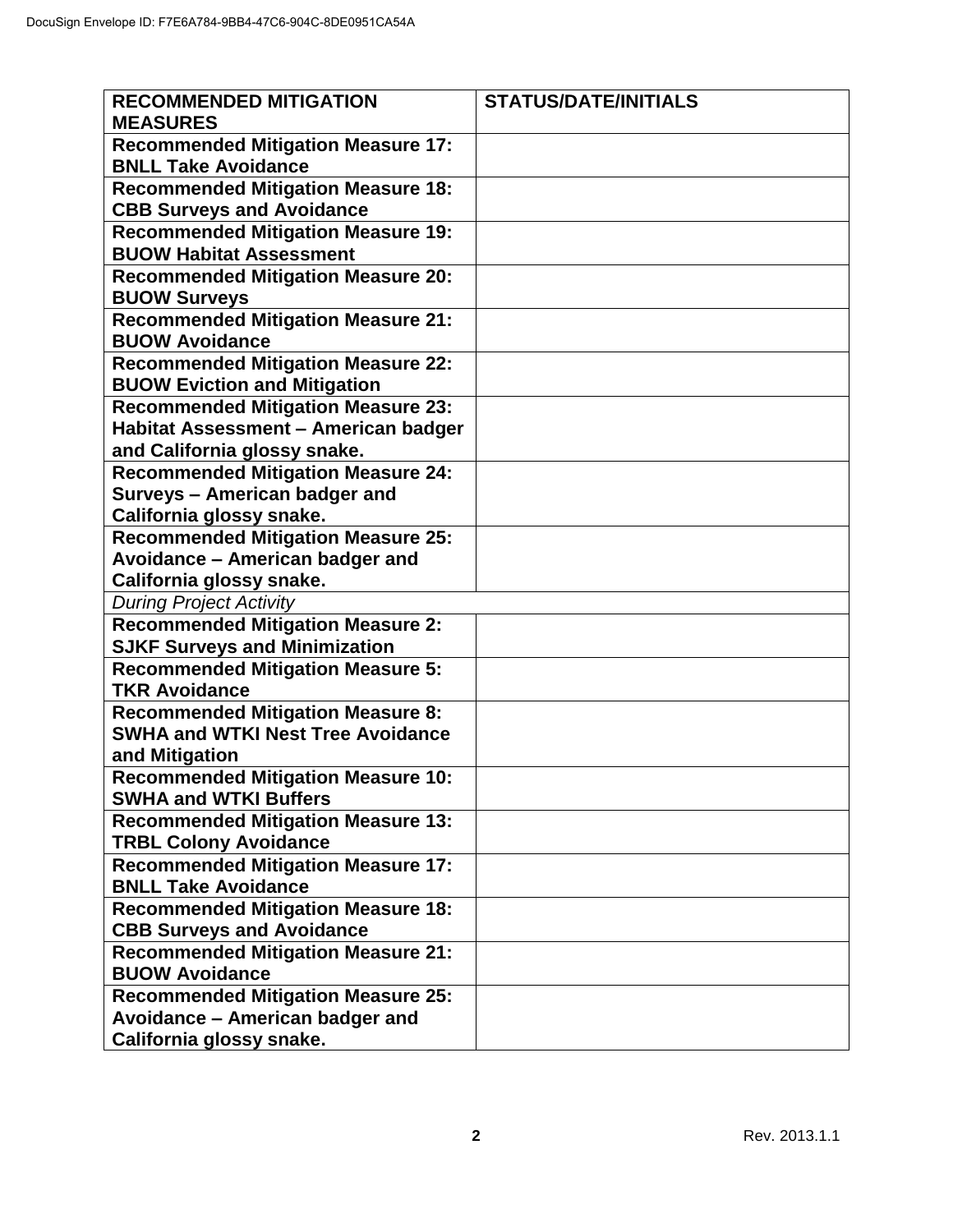| RECOMMENDED MITIGATION MEASURES | STATUS/DATE/INITIALS |
|---|---|
| **Recommended Mitigation Measure 17: BNLL Take Avoidance** | |
| **Recommended Mitigation Measure 18: CBB Surveys and Avoidance** | |
| **Recommended Mitigation Measure 19: BUOW Habitat Assessment** | |
| **Recommended Mitigation Measure 20: BUOW Surveys** | |
| **Recommended Mitigation Measure 21: BUOW Avoidance** | |
| **Recommended Mitigation Measure 22: BUOW Eviction and Mitigation** | |
| **Recommended Mitigation Measure 23: Habitat Assessment – American badger and California glossy snake.** | |
| **Recommended Mitigation Measure 24: Surveys – American badger and California glossy snake.** | |
| **Recommended Mitigation Measure 25: Avoidance – American badger and California glossy snake.** | |
| *During Project Activity* | |
| **Recommended Mitigation Measure 2: SJKF Surveys and Minimization** | |
| **Recommended Mitigation Measure 5: TKR Avoidance** | |
| **Recommended Mitigation Measure 8: SWHA and WTKI Nest Tree Avoidance and Mitigation** | |
| **Recommended Mitigation Measure 10: SWHA and WTKI Buffers** | |
| **Recommended Mitigation Measure 13: TRBL Colony Avoidance** | |
| **Recommended Mitigation Measure 17: BNLL Take Avoidance** | |
| **Recommended Mitigation Measure 18: CBB Surveys and Avoidance** | |
| **Recommended Mitigation Measure 21: BUOW Avoidance** | |
| **Recommended Mitigation Measure 25: Avoidance – American badger and California glossy snake.** | |

Rev. 2013.1.1